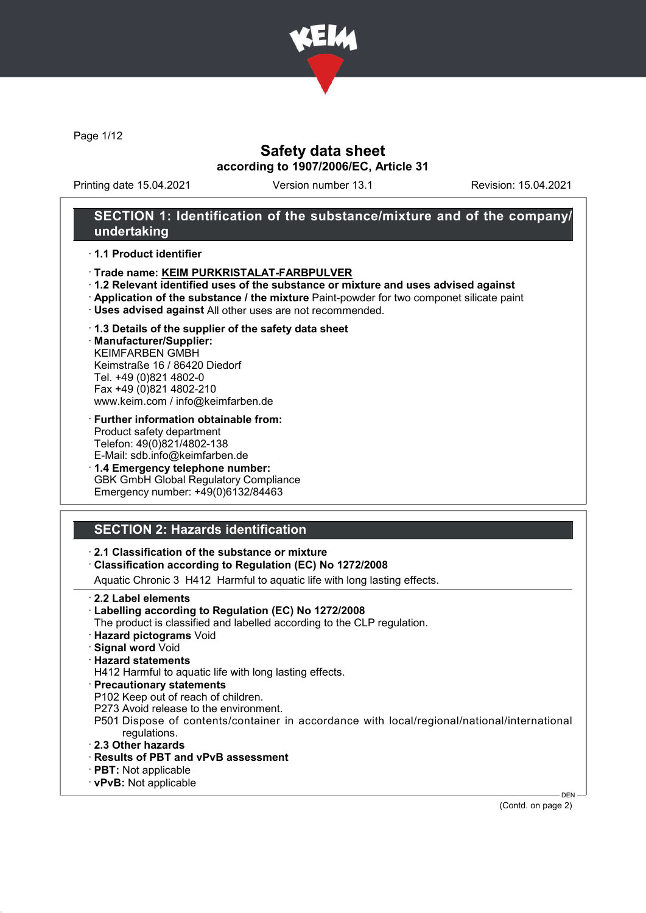# Safety data sheet

**according to 1907/2006/EC, Article 31**

Printing date 15.04.2021 Version number 13.1 Revision: 15.04.2021

## SECTION 1: Identification of the substance/mixture and of the company/undertaking

· **1.1 Product identifier**

· **Trade name: KEIM PURKRISTALAT-FARBPULVER**

· **1.2 Relevant identified uses of the substance or mixture and uses advised against**

· **Application of the substance / the mixture** Paint-powder for two componet silicate paint

· **Uses advised against** All other uses are not recommended.

· **1.3 Details of the supplier of the safety data sheet**

· **Manufacturer/Supplier:**
KEIMFARBEN GMBH
Keimstraße 16 / 86420 Diedorf
Tel. +49 (0)821 4802-0
Fax +49 (0)821 4802-210
www.keim.com / info@keimfarben.de

· **Further information obtainable from:**
Product safety department
Telefon: 49(0)821/4802-138
E-Mail: sdb.info@keimfarben.de

· **1.4 Emergency telephone number:**
GBK GmbH Global Regulatory Compliance
Emergency number: +49(0)6132/84463

## SECTION 2: Hazards identification

· **2.1 Classification of the substance or mixture**

· **Classification according to Regulation (EC) No 1272/2008**

Aquatic Chronic 3 H412 Harmful to aquatic life with long lasting effects.

· **2.2 Label elements**

· **Labelling according to Regulation (EC) No 1272/2008**
The product is classified and labelled according to the CLP regulation.

· **Hazard pictograms** Void

· **Signal word** Void

· **Hazard statements**
H412 Harmful to aquatic life with long lasting effects.

· **Precautionary statements**
P102 Keep out of reach of children.
P273 Avoid release to the environment.
P501 Dispose of contents/container in accordance with local/regional/national/international regulations.

· **2.3 Other hazards**

· **Results of PBT and vPvB assessment**

· **PBT:** Not applicable

· **vPvB:** Not applicable

(Contd. on page 2)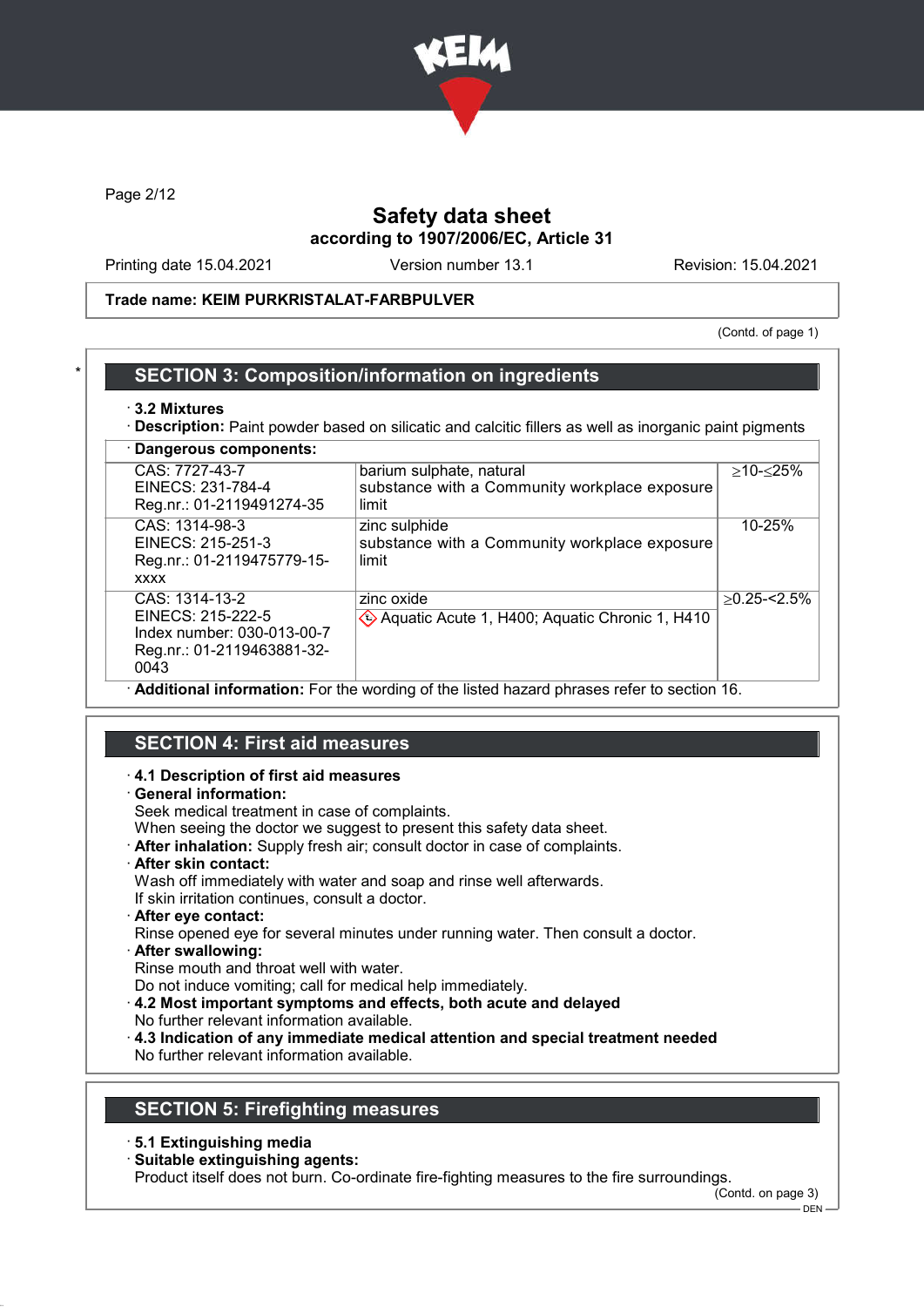# Safety data sheet

**according to 1907/2006/EC, Article 31**

Printing date 15.04.2021 Version number 13.1 Revision: 15.04.2021

**Trade name: KEIM PURKRISTALAT-FARBPULVER**

(Contd. of page 1)

## SECTION 3: Composition/information on ingredients

· **3.2 Mixtures**

· **Description:** Paint powder based on silicatic and calcitic fillers as well as inorganic paint pigments

· **Dangerous components:**

| | | |
|---|---|---|
| CAS: 7727-43-7<br>EINECS: 231-784-4<br>Reg.nr.: 01-2119491274-35 | barium sulphate, natural<br>substance with a Community workplace exposure limit | ≥10-≤25% |
| CAS: 1314-98-3<br>EINECS: 215-251-3<br>Reg.nr.: 01-2119475779-15-xxxx | zinc sulphide<br>substance with a Community workplace exposure limit | 10-25% |
| CAS: 1314-13-2<br>EINECS: 215-222-5<br>Index number: 030-013-00-7<br>Reg.nr.: 01-2119463881-32-0043 | zinc oxide<br>Aquatic Acute 1, H400; Aquatic Chronic 1, H410 | ≥0.25-<2.5% |

· **Additional information:** For the wording of the listed hazard phrases refer to section 16.

## SECTION 4: First aid measures

· **4.1 Description of first aid measures**

· **General information:**
Seek medical treatment in case of complaints.
When seeing the doctor we suggest to present this safety data sheet.

· **After inhalation:** Supply fresh air; consult doctor in case of complaints.

· **After skin contact:**
Wash off immediately with water and soap and rinse well afterwards.
If skin irritation continues, consult a doctor.

· **After eye contact:**
Rinse opened eye for several minutes under running water. Then consult a doctor.

· **After swallowing:**
Rinse mouth and throat well with water.
Do not induce vomiting; call for medical help immediately.

· **4.2 Most important symptoms and effects, both acute and delayed**
No further relevant information available.

· **4.3 Indication of any immediate medical attention and special treatment needed**
No further relevant information available.

## SECTION 5: Firefighting measures

· **5.1 Extinguishing media**

· **Suitable extinguishing agents:**
Product itself does not burn. Co-ordinate fire-fighting measures to the fire surroundings.

(Contd. on page 3)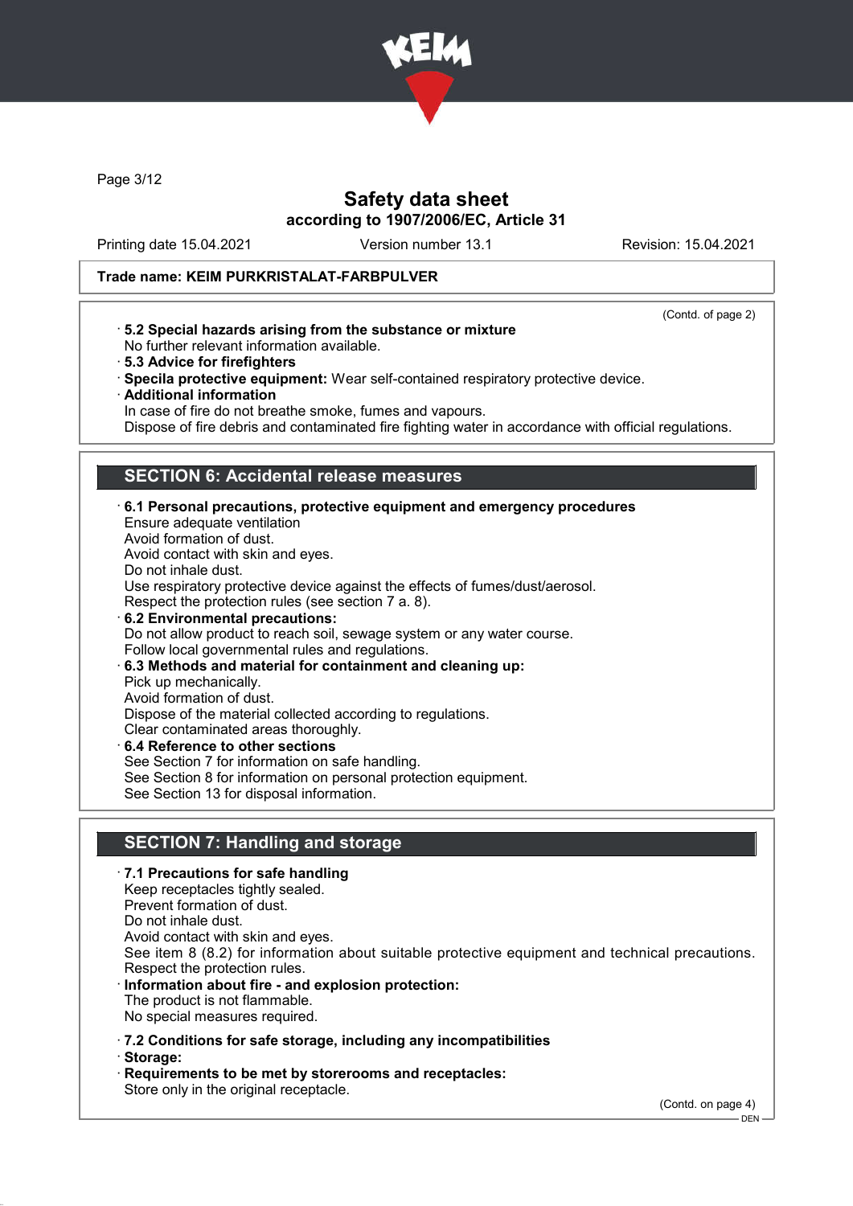Trade name: KEIM PURKRISTALAT-FARBPULVER

(Contd. of page 2)

· **5.2 Special hazards arising from the substance or mixture**
No further relevant information available.
· **5.3 Advice for firefighters**
· **Specila protective equipment:** Wear self-contained respiratory protective device.
· **Additional information**
In case of fire do not breathe smoke, fumes and vapours.
Dispose of fire debris and contaminated fire fighting water in accordance with official regulations.

## SECTION 6: Accidental release measures

· **6.1 Personal precautions, protective equipment and emergency procedures**
Ensure adequate ventilation
Avoid formation of dust.
Avoid contact with skin and eyes.
Do not inhale dust.
Use respiratory protective device against the effects of fumes/dust/aerosol.
Respect the protection rules (see section 7 a. 8).
· **6.2 Environmental precautions:**
Do not allow product to reach soil, sewage system or any water course.
Follow local governmental rules and regulations.
· **6.3 Methods and material for containment and cleaning up:**
Pick up mechanically.
Avoid formation of dust.
Dispose of the material collected according to regulations.
Clear contaminated areas thoroughly.
· **6.4 Reference to other sections**
See Section 7 for information on safe handling.
See Section 8 for information on personal protection equipment.
See Section 13 for disposal information.

## SECTION 7: Handling and storage

· **7.1 Precautions for safe handling**
Keep receptacles tightly sealed.
Prevent formation of dust.
Do not inhale dust.
Avoid contact with skin and eyes.
See item 8 (8.2) for information about suitable protective equipment and technical precautions.
Respect the protection rules.
· **Information about fire - and explosion protection:**
The product is not flammable.
No special measures required.

· **7.2 Conditions for safe storage, including any incompatibilities**
· **Storage:**
· **Requirements to be met by storerooms and receptacles:**
Store only in the original receptacle.

(Contd. on page 4)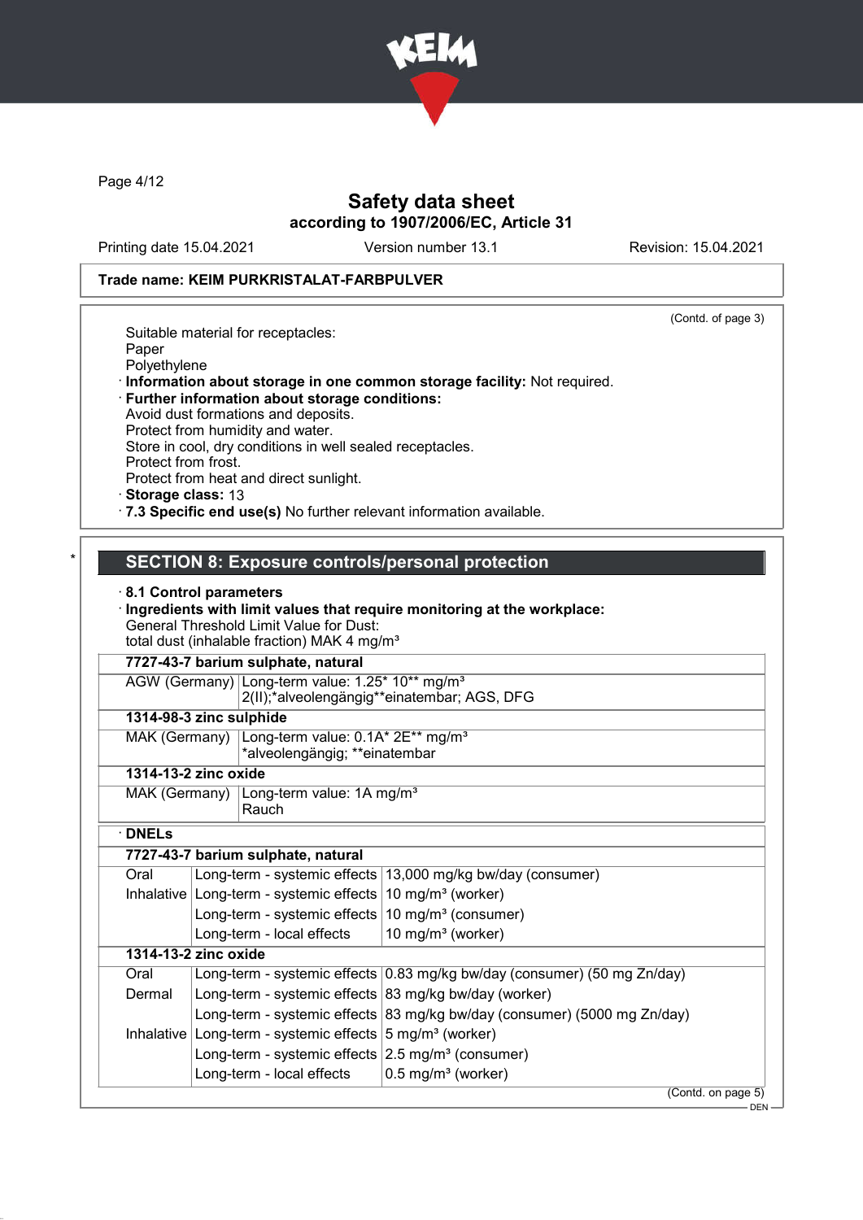Trade name: KEIM PURKRISTALAT-FARBPULVER

(Contd. of page 3)

Suitable material for receptacles:
Paper
Polyethylene

· **Information about storage in one common storage facility:** Not required.
· **Further information about storage conditions:**
Avoid dust formations and deposits.
Protect from humidity and water.
Store in cool, dry conditions in well sealed receptacles.
Protect from frost.
Protect from heat and direct sunlight.
· **Storage class:** 13
· **7.3 Specific end use(s)** No further relevant information available.

## * SECTION 8: Exposure controls/personal protection

· **8.1 Control parameters**
· **Ingredients with limit values that require monitoring at the workplace:**
General Threshold Limit Value for Dust:
total dust (inhalable fraction) MAK 4 mg/m³

| **7727-43-7 barium sulphate, natural** | |
|---|---|
| AGW (Germany) | Long-term value: 1.25* 10** mg/m³<br>2(II);*alveolengängig**einatembar; AGS, DFG |
| **1314-98-3 zinc sulphide** | |
| MAK (Germany) | Long-term value: 0.1A* 2E** mg/m³<br>*alveolengängig; **einatembar |
| **1314-13-2 zinc oxide** | |
| MAK (Germany) | Long-term value: 1A mg/m³<br>Rauch |

· **DNELs**

| **7727-43-7 barium sulphate, natural** | | |
|---|---|---|
| Oral | Long-term - systemic effects | 13,000 mg/kg bw/day (consumer) |
| Inhalative | Long-term - systemic effects | 10 mg/m³ (worker) |
| | Long-term - systemic effects | 10 mg/m³ (consumer) |
| | Long-term - local effects | 10 mg/m³ (worker) |
| **1314-13-2 zinc oxide** | | |
| Oral | Long-term - systemic effects | 0.83 mg/kg bw/day (consumer) (50 mg Zn/day) |
| Dermal | Long-term - systemic effects | 83 mg/kg bw/day (worker) |
| | Long-term - systemic effects | 83 mg/kg bw/day (consumer) (5000 mg Zn/day) |
| Inhalative | Long-term - systemic effects | 5 mg/m³ (worker) |
| | Long-term - systemic effects | 2.5 mg/m³ (consumer) |
| | Long-term - local effects | 0.5 mg/m³ (worker) |

(Contd. on page 5)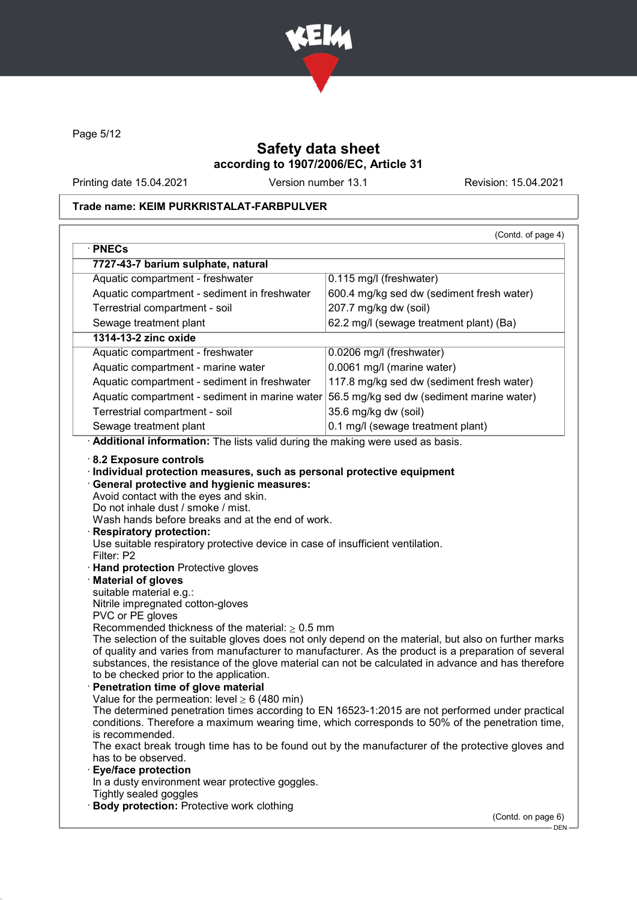Trade name: KEIM PURKRISTALAT-FARBPULVER

(Contd. of page 4)

· **PNECs**

| 7727-43-7 barium sulphate, natural | |
|---|---|
| Aquatic compartment - freshwater | 0.115 mg/l (freshwater) |
| Aquatic compartment - sediment in freshwater | 600.4 mg/kg sed dw (sediment fresh water) |
| Terrestrial compartment - soil | 207.7 mg/kg dw (soil) |
| Sewage treatment plant | 62.2 mg/l (sewage treatment plant) (Ba) |
| **1314-13-2 zinc oxide** | |
| Aquatic compartment - freshwater | 0.0206 mg/l (freshwater) |
| Aquatic compartment - marine water | 0.0061 mg/l (marine water) |
| Aquatic compartment - sediment in freshwater | 117.8 mg/kg sed dw (sediment fresh water) |
| Aquatic compartment - sediment in marine water | 56.5 mg/kg sed dw (sediment marine water) |
| Terrestrial compartment - soil | 35.6 mg/kg dw (soil) |
| Sewage treatment plant | 0.1 mg/l (sewage treatment plant) |

· **Additional information:** The lists valid during the making were used as basis.

· **8.2 Exposure controls**
· **Individual protection measures, such as personal protective equipment**
· **General protective and hygienic measures:**
Avoid contact with the eyes and skin.
Do not inhale dust / smoke / mist.
Wash hands before breaks and at the end of work.
· **Respiratory protection:**
Use suitable respiratory protective device in case of insufficient ventilation.
Filter: P2
· **Hand protection** Protective gloves
· **Material of gloves**
suitable material e.g.:
Nitrile impregnated cotton-gloves
PVC or PE gloves
Recommended thickness of the material: $\geq$ 0.5 mm
The selection of the suitable gloves does not only depend on the material, but also on further marks of quality and varies from manufacturer to manufacturer. As the product is a preparation of several substances, the resistance of the glove material can not be calculated in advance and has therefore to be checked prior to the application.
· **Penetration time of glove material**
Value for the permeation: level $\geq$ 6 (480 min)
The determined penetration times according to EN 16523-1:2015 are not performed under practical conditions. Therefore a maximum wearing time, which corresponds to 50% of the penetration time, is recommended.
The exact break trough time has to be found out by the manufacturer of the protective gloves and has to be observed.
· **Eye/face protection**
In a dusty environment wear protective goggles.
Tightly sealed goggles
· **Body protection:** Protective work clothing

(Contd. on page 6)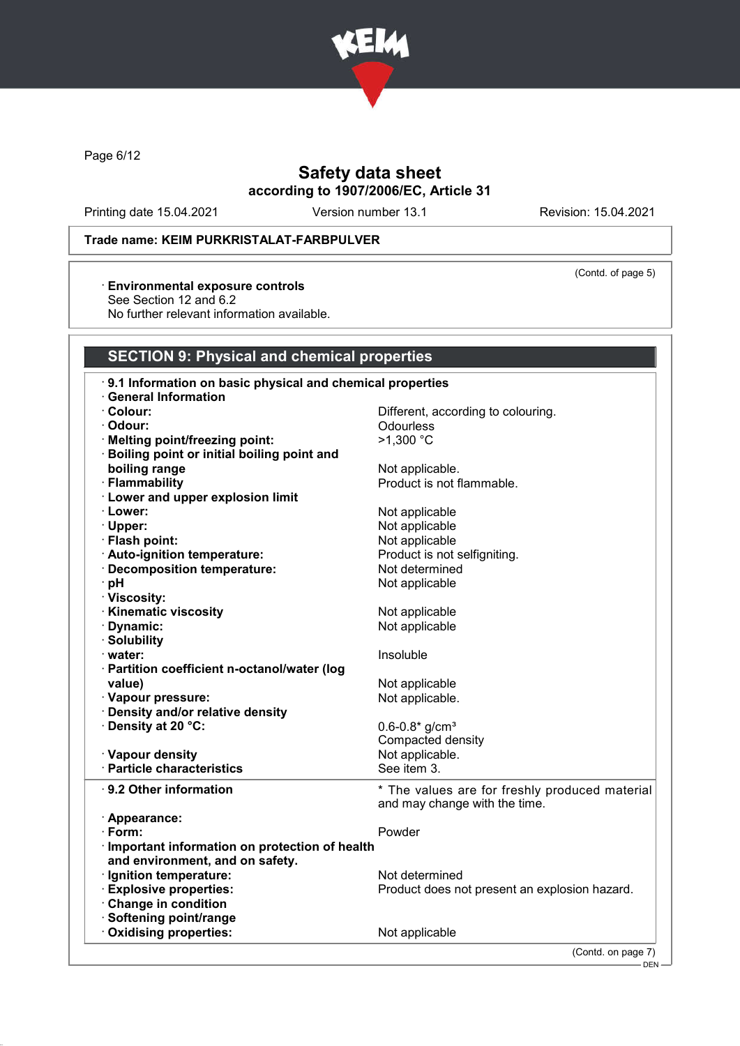Trade name: KEIM PURKRISTALAT-FARBPULVER

(Contd. of page 5)

· **Environmental exposure controls**
See Section 12 and 6.2
No further relevant information available.

## SECTION 9: Physical and chemical properties

· **9.1 Information on basic physical and chemical properties**

· **General Information**

| | |
|---|---|
| · **Colour:** | Different, according to colouring. |
| · **Odour:** | Odourless |
| · **Melting point/freezing point:** | >1,300 °C |
| · **Boiling point or initial boiling point and boiling range** | Not applicable. |
| · **Flammability** | Product is not flammable. |
| · **Lower and upper explosion limit** | |
| · **Lower:** | Not applicable |
| · **Upper:** | Not applicable |
| · **Flash point:** | Not applicable |
| · **Auto-ignition temperature:** | Product is not selfigniting. |
| · **Decomposition temperature:** | Not determined |
| · **pH** | Not applicable |
| · **Viscosity:** | |
| · **Kinematic viscosity** | Not applicable |
| · **Dynamic:** | Not applicable |
| · **Solubility** | |
| · **water:** | Insoluble |
| · **Partition coefficient n-octanol/water (log value)** | Not applicable |
| · **Vapour pressure:** | Not applicable. |
| · **Density and/or relative density** | |
| · **Density at 20 °C:** | 0.6-0.8* g/cm³ Compacted density |
| · **Vapour density** | Not applicable. |
| · **Particle characteristics** | See item 3. |

| | |
|---|---|
| · **9.2 Other information** | * The values are for freshly produced material and may change with the time. |
| · **Appearance:** | |
| · **Form:** | Powder |
| · **Important information on protection of health and environment, and on safety.** | |
| · **Ignition temperature:** | Not determined |
| · **Explosive properties:** | Product does not present an explosion hazard. |
| · **Change in condition** | |
| · **Softening point/range** | |
| · **Oxidising properties:** | Not applicable |

(Contd. on page 7)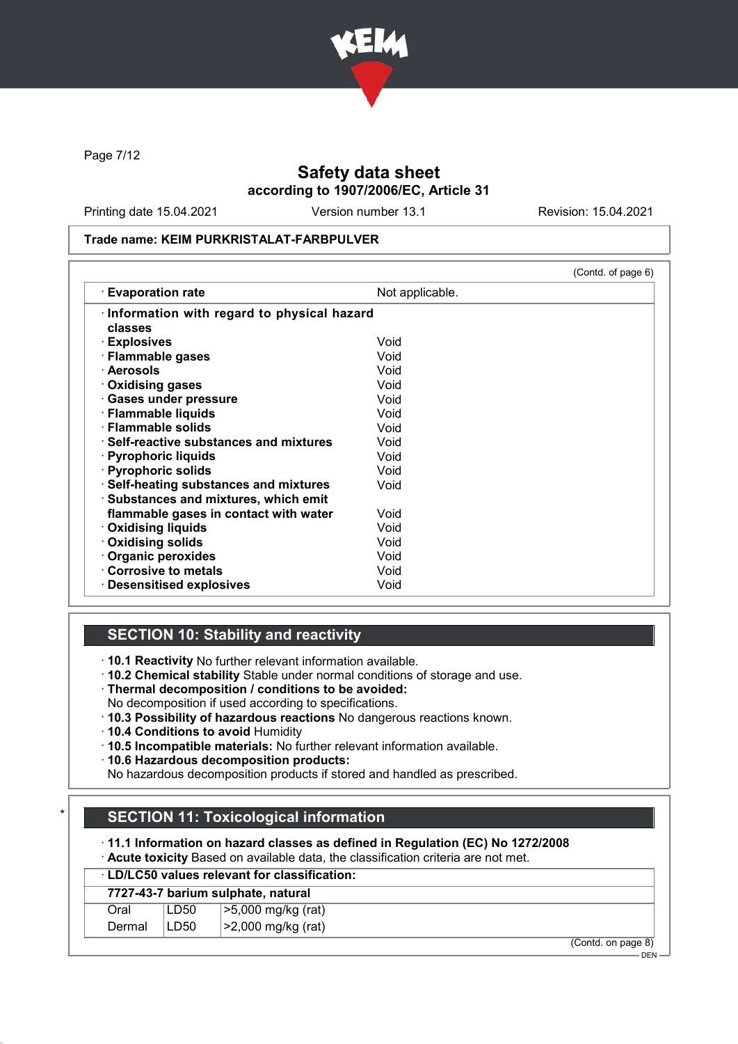Trade name: KEIM PURKRISTALAT-FARBPULVER

(Contd. of page 6)

| · Evaporation rate | Not applicable. |
|---|---|
| · Information with regard to physical hazard classes | |
| · Explosives | Void |
| · Flammable gases | Void |
| · Aerosols | Void |
| · Oxidising gases | Void |
| · Gases under pressure | Void |
| · Flammable liquids | Void |
| · Flammable solids | Void |
| · Self-reactive substances and mixtures | Void |
| · Pyrophoric liquids | Void |
| · Pyrophoric solids | Void |
| · Self-heating substances and mixtures | Void |
| · Substances and mixtures, which emit flammable gases in contact with water | Void |
| · Oxidising liquids | Void |
| · Oxidising solids | Void |
| · Organic peroxides | Void |
| · Corrosive to metals | Void |
| · Desensitised explosives | Void |

## SECTION 10: Stability and reactivity

· **10.1 Reactivity** No further relevant information available.
· **10.2 Chemical stability** Stable under normal conditions of storage and use.
· **Thermal decomposition / conditions to be avoided:**
No decomposition if used according to specifications.
· **10.3 Possibility of hazardous reactions** No dangerous reactions known.
· **10.4 Conditions to avoid** Humidity
· **10.5 Incompatible materials:** No further relevant information available.
· **10.6 Hazardous decomposition products:**
No hazardous decomposition products if stored and handled as prescribed.

## * SECTION 11: Toxicological information

· **11.1 Information on hazard classes as defined in Regulation (EC) No 1272/2008**
· **Acute toxicity** Based on available data, the classification criteria are not met.

| · LD/LC50 values relevant for classification: | | |
|---|---|---|
| **7727-43-7 barium sulphate, natural** | | |
| Oral | LD50 | >5,000 mg/kg (rat) |
| Dermal | LD50 | >2,000 mg/kg (rat) |

(Contd. on page 8)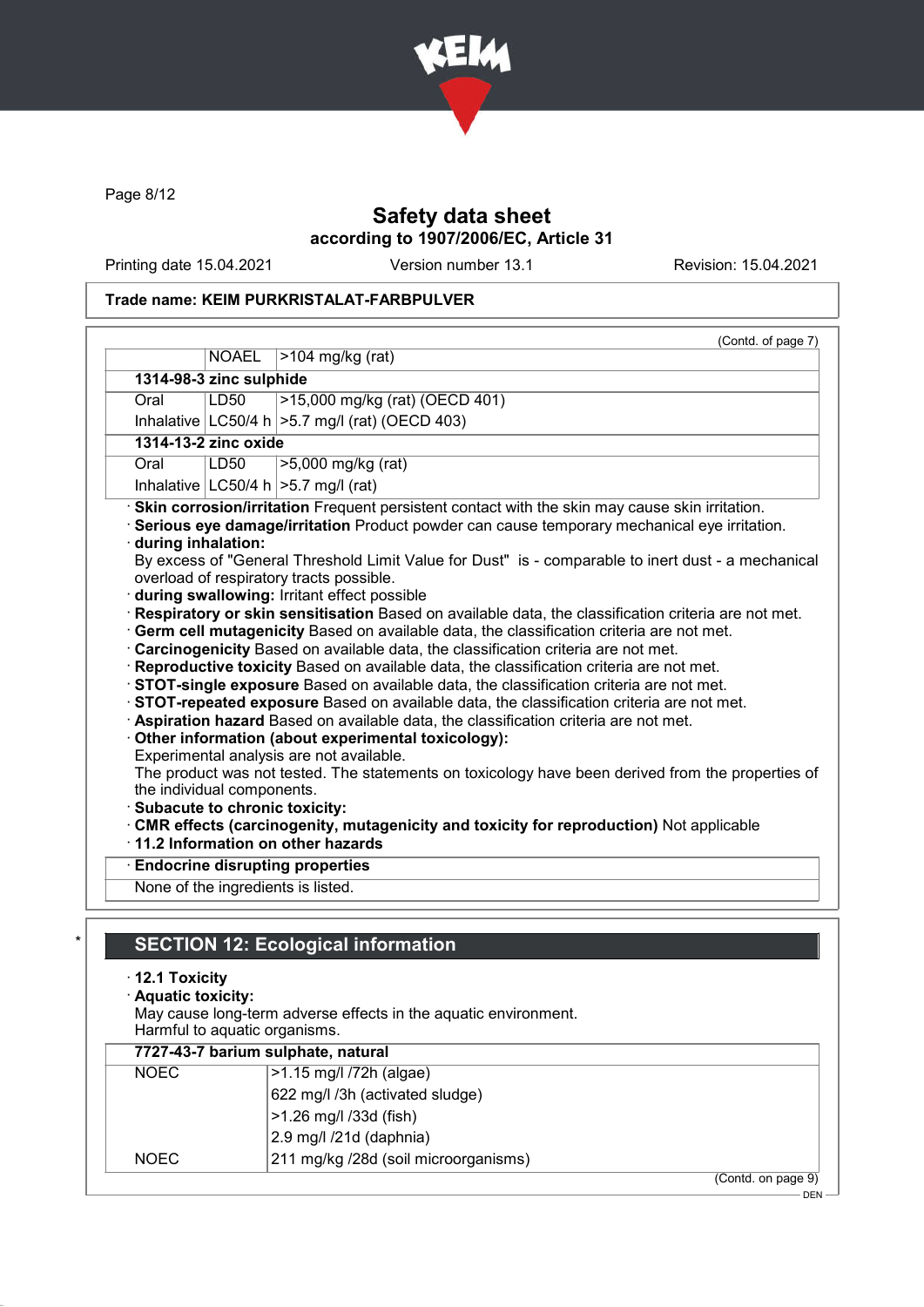**Trade name: KEIM PURKRISTALAT-FARBPULVER**

(Contd. of page 7)

| | | |
|---|---|---|
| | NOAEL | >104 mg/kg (rat) |
| **1314-98-3 zinc sulphide** | | |
| Oral | LD50 | >15,000 mg/kg (rat) (OECD 401) |
| Inhalative | LC50/4 h | >5.7 mg/l (rat) (OECD 403) |
| **1314-13-2 zinc oxide** | | |
| Oral | LD50 | >5,000 mg/kg (rat) |
| Inhalative | LC50/4 h | >5.7 mg/l (rat) |

· **Skin corrosion/irritation** Frequent persistent contact with the skin may cause skin irritation.
· **Serious eye damage/irritation** Product powder can cause temporary mechanical eye irritation.
· **during inhalation:**
By excess of "General Threshold Limit Value for Dust" is - comparable to inert dust - a mechanical overload of respiratory tracts possible.
· **during swallowing:** Irritant effect possible
· **Respiratory or skin sensitisation** Based on available data, the classification criteria are not met.
· **Germ cell mutagenicity** Based on available data, the classification criteria are not met.
· **Carcinogenicity** Based on available data, the classification criteria are not met.
· **Reproductive toxicity** Based on available data, the classification criteria are not met.
· **STOT-single exposure** Based on available data, the classification criteria are not met.
· **STOT-repeated exposure** Based on available data, the classification criteria are not met.
· **Aspiration hazard** Based on available data, the classification criteria are not met.
· **Other information (about experimental toxicology):**
Experimental analysis are not available.
The product was not tested. The statements on toxicology have been derived from the properties of the individual components.
· **Subacute to chronic toxicity:**
· **CMR effects (carcinogenity, mutagenicity and toxicity for reproduction)** Not applicable
· **11.2 Information on other hazards**

· **Endocrine disrupting properties**

None of the ingredients is listed.

## SECTION 12: Ecological information

· **12.1 Toxicity**
· **Aquatic toxicity:**
May cause long-term adverse effects in the aquatic environment.
Harmful to aquatic organisms.

| **7727-43-7 barium sulphate, natural** | |
|---|---|
| NOEC | >1.15 mg/l /72h (algae) |
| | 622 mg/l /3h (activated sludge) |
| | >1.26 mg/l /33d (fish) |
| | 2.9 mg/l /21d (daphnia) |
| NOEC | 211 mg/kg /28d (soil microorganisms) |

(Contd. on page 9)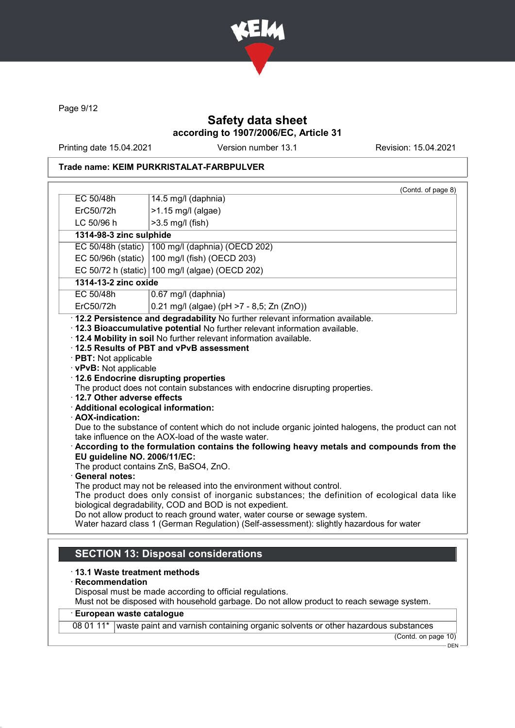Trade name: KEIM PURKRISTALAT-FARBPULVER

(Contd. of page 8)

| | |
|---|---|
| EC 50/48h | 14.5 mg/l (daphnia) |
| ErC50/72h | >1.15 mg/l (algae) |
| LC 50/96 h | >3.5 mg/l (fish) |
| **1314-98-3 zinc sulphide** | |
| EC 50/48h (static) | 100 mg/l (daphnia) (OECD 202) |
| EC 50/96h (static) | 100 mg/l (fish) (OECD 203) |
| EC 50/72 h (static) | 100 mg/l (algae) (OECD 202) |
| **1314-13-2 zinc oxide** | |
| EC 50/48h | 0.67 mg/l (daphnia) |
| ErC50/72h | 0.21 mg/l (algae) (pH >7 - 8,5; Zn (ZnO)) |

- **12.2 Persistence and degradability** No further relevant information available.
- **12.3 Bioaccumulative potential** No further relevant information available.
- **12.4 Mobility in soil** No further relevant information available.
- **12.5 Results of PBT and vPvB assessment**
- **PBT:** Not applicable
- **vPvB:** Not applicable
- **12.6 Endocrine disrupting properties**
  The product does not contain substances with endocrine disrupting properties.
- **12.7 Other adverse effects**
- **Additional ecological information:**
- **AOX-indication:**
  Due to the substance of content which do not include organic jointed halogens, the product can not take influence on the AOX-load of the waste water.
- **According to the formulation contains the following heavy metals and compounds from the EU guideline NO. 2006/11/EC:**
  The product contains ZnS, $BaSO_4$, ZnO.
- **General notes:**
  The product may not be released into the environment without control.
  The product does only consist of inorganic substances; the definition of ecological data like biological degradability, COD and BOD is not expedient.
  Do not allow product to reach ground water, water course or sewage system.
  Water hazard class 1 (German Regulation) (Self-assessment): slightly hazardous for water

## SECTION 13: Disposal considerations

- **13.1 Waste treatment methods**
- **Recommendation**
  Disposal must be made according to official regulations.
  Must not be disposed with household garbage. Do not allow product to reach sewage system.

| **European waste catalogue** | |
|---|---|
| 08 01 11* | waste paint and varnish containing organic solvents or other hazardous substances |

(Contd. on page 10)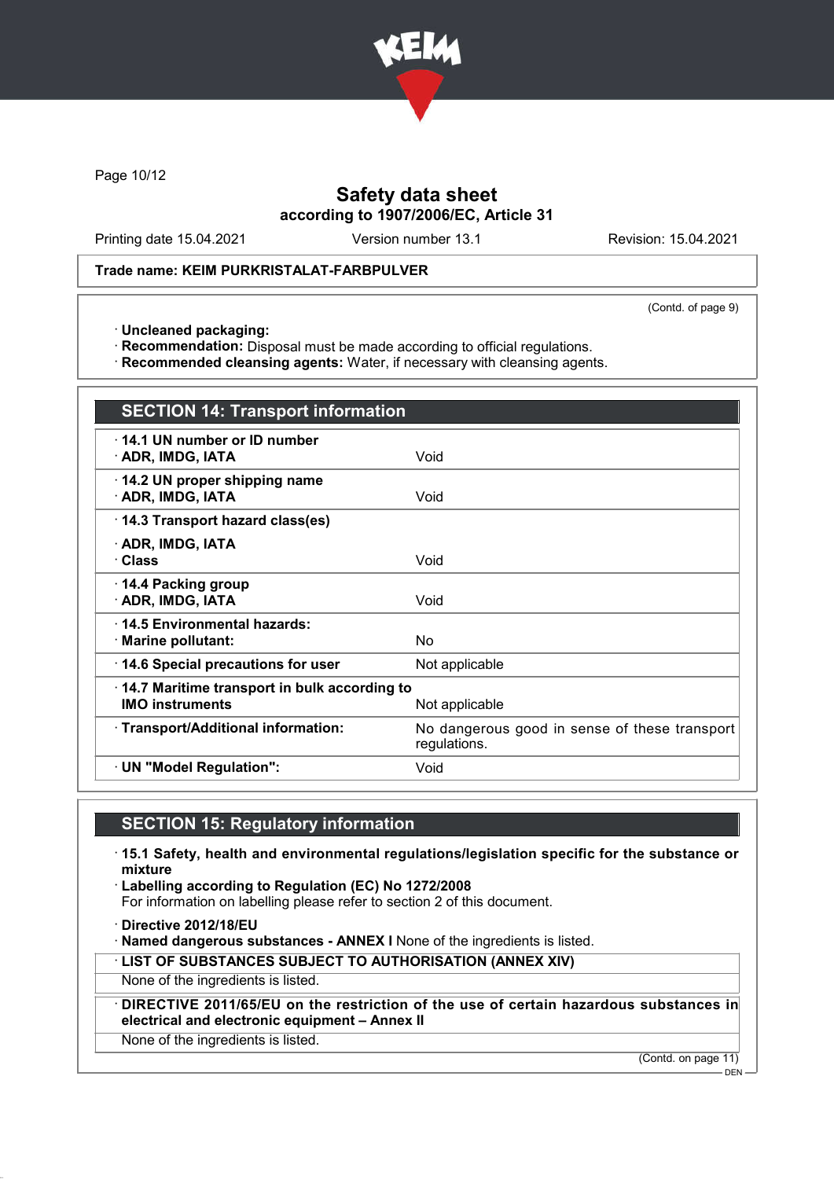Safety data sheet
according to 1907/2006/EC, Article 31

Printing date 15.04.2021 | Version number 13.1 | Revision: 15.04.2021

**Trade name: KEIM PURKRISTALAT-FARBPULVER**

(Contd. of page 9)

· **Uncleaned packaging:**
· **Recommendation:** Disposal must be made according to official regulations.
· **Recommended cleansing agents:** Water, if necessary with cleansing agents.

## SECTION 14: Transport information

| | |
|---|---|
| · **14.1 UN number or ID number** · **ADR, IMDG, IATA** | Void |
| · **14.2 UN proper shipping name** · **ADR, IMDG, IATA** | Void |
| · **14.3 Transport hazard class(es)** · **ADR, IMDG, IATA** · **Class** | Void |
| · **14.4 Packing group** · **ADR, IMDG, IATA** | Void |
| · **14.5 Environmental hazards:** · **Marine pollutant:** | No |
| · **14.6 Special precautions for user** | Not applicable |
| · **14.7 Maritime transport in bulk according to IMO instruments** | Not applicable |
| · **Transport/Additional information:** | No dangerous good in sense of these transport regulations. |
| · **UN "Model Regulation":** | Void |

## SECTION 15: Regulatory information

· **15.1 Safety, health and environmental regulations/legislation specific for the substance or mixture**
· **Labelling according to Regulation (EC) No 1272/2008**
For information on labelling please refer to section 2 of this document.

· **Directive 2012/18/EU**
· **Named dangerous substances - ANNEX I** None of the ingredients is listed.

· **LIST OF SUBSTANCES SUBJECT TO AUTHORISATION (ANNEX XIV)**
None of the ingredients is listed.

· **DIRECTIVE 2011/65/EU on the restriction of the use of certain hazardous substances in electrical and electronic equipment – Annex II**
None of the ingredients is listed.

(Contd. on page 11)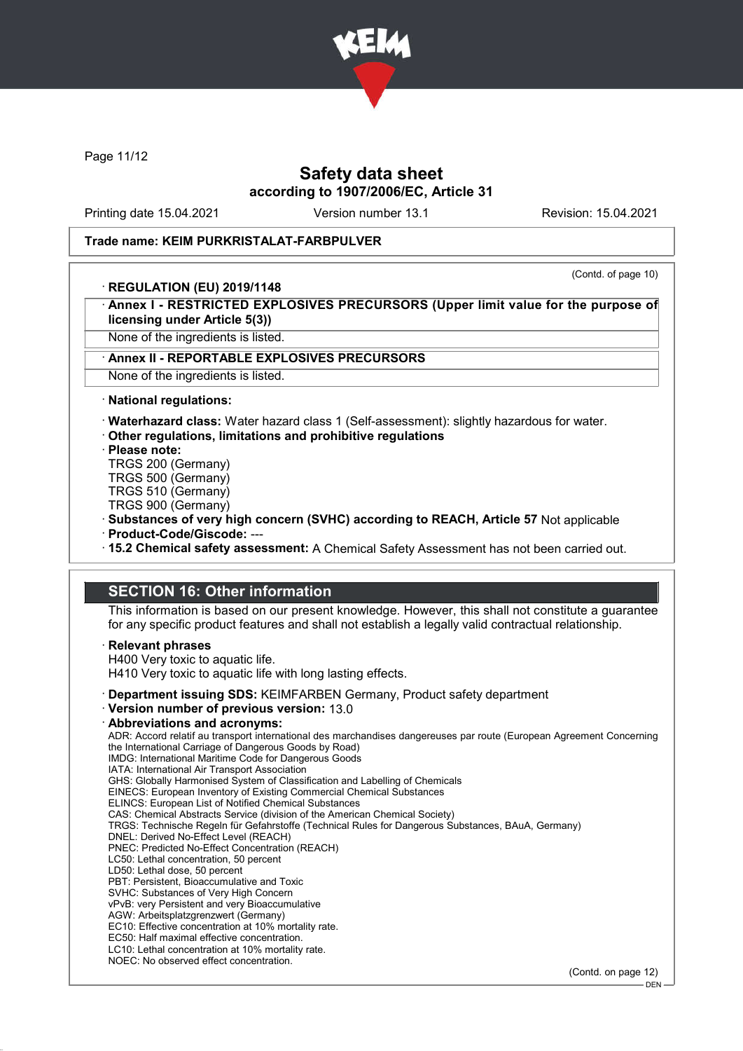Trade name: KEIM PURKRISTALAT-FARBPULVER

(Contd. of page 10)

· **REGULATION (EU) 2019/1148**

· **Annex I - RESTRICTED EXPLOSIVES PRECURSORS (Upper limit value for the purpose of licensing under Article 5(3))**

None of the ingredients is listed.

· **Annex II - REPORTABLE EXPLOSIVES PRECURSORS**

None of the ingredients is listed.

· **National regulations:**

· **Waterhazard class:** Water hazard class 1 (Self-assessment): slightly hazardous for water.
· **Other regulations, limitations and prohibitive regulations**
· **Please note:**
TRGS 200 (Germany)
TRGS 500 (Germany)
TRGS 510 (Germany)
TRGS 900 (Germany)
· **Substances of very high concern (SVHC) according to REACH, Article 57** Not applicable
· **Product-Code/Giscode:** ---
· **15.2 Chemical safety assessment:** A Chemical Safety Assessment has not been carried out.

## SECTION 16: Other information

This information is based on our present knowledge. However, this shall not constitute a guarantee for any specific product features and shall not establish a legally valid contractual relationship.

· **Relevant phrases**
H400 Very toxic to aquatic life.
H410 Very toxic to aquatic life with long lasting effects.

· **Department issuing SDS:** KEIMFARBEN Germany, Product safety department
· **Version number of previous version:** 13.0
· **Abbreviations and acronyms:**
ADR: Accord relatif au transport international des marchandises dangereuses par route (European Agreement Concerning the International Carriage of Dangerous Goods by Road)
IMDG: International Maritime Code for Dangerous Goods
IATA: International Air Transport Association
GHS: Globally Harmonised System of Classification and Labelling of Chemicals
EINECS: European Inventory of Existing Commercial Chemical Substances
ELINCS: European List of Notified Chemical Substances
CAS: Chemical Abstracts Service (division of the American Chemical Society)
TRGS: Technische Regeln für Gefahrstoffe (Technical Rules for Dangerous Substances, BAuA, Germany)
DNEL: Derived No-Effect Level (REACH)
PNEC: Predicted No-Effect Concentration (REACH)
LC50: Lethal concentration, 50 percent
LD50: Lethal dose, 50 percent
PBT: Persistent, Bioaccumulative and Toxic
SVHC: Substances of Very High Concern
vPvB: very Persistent and very Bioaccumulative
AGW: Arbeitsplatzgrenzwert (Germany)
EC10: Effective concentration at 10% mortality rate.
EC50: Half maximal effective concentration.
LC10: Lethal concentration at 10% mortality rate.
NOEC: No observed effect concentration.

(Contd. on page 12)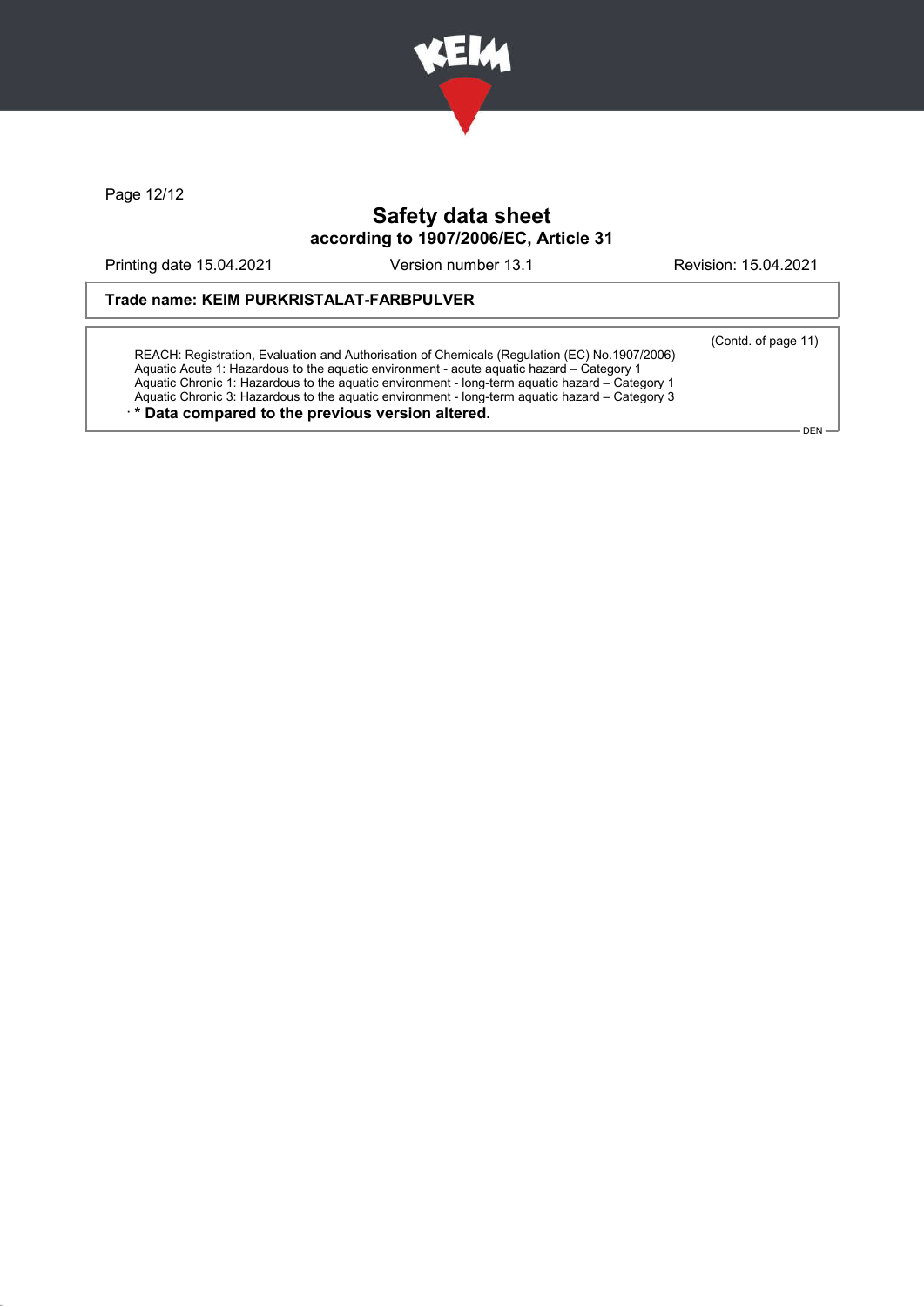# Safety data sheet
**according to 1907/2006/EC, Article 31**

Printing date 15.04.2021 Version number 13.1 Revision: 15.04.2021

**Trade name: KEIM PURKRISTALAT-FARBPULVER**

(Contd. of page 11)

REACH: Registration, Evaluation and Authorisation of Chemicals (Regulation (EC) No.1907/2006)
Aquatic Acute 1: Hazardous to the aquatic environment - acute aquatic hazard – Category 1
Aquatic Chronic 1: Hazardous to the aquatic environment - long-term aquatic hazard – Category 1
Aquatic Chronic 3: Hazardous to the aquatic environment - long-term aquatic hazard – Category 3

· **\* Data compared to the previous version altered.**

DEN